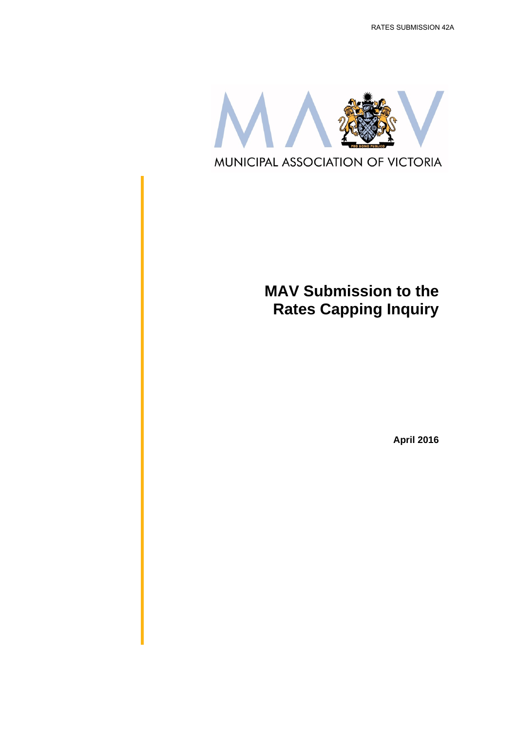RATES SUBMISSION 42A

MUNICIPAL ASSOCIATION OF VICTORIA

# MAV Submission to the Rates Capping Inquiry

**April 2016**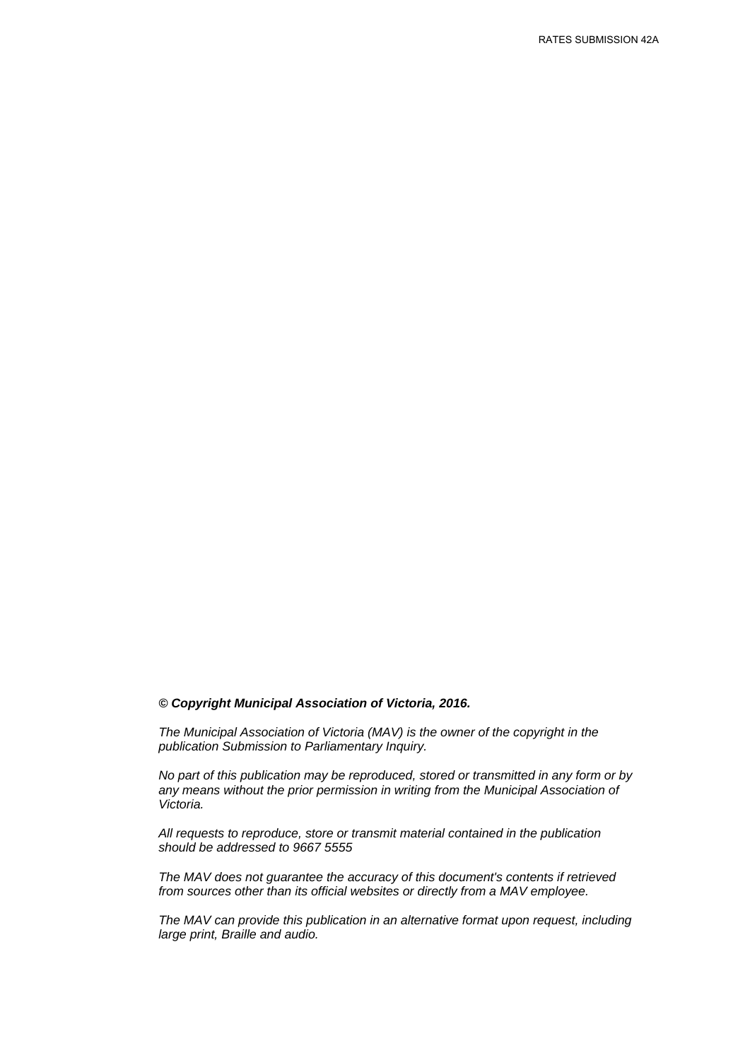***© Copyright Municipal Association of Victoria, 2016.***

*The Municipal Association of Victoria (MAV) is the owner of the copyright in the publication Submission to Parliamentary Inquiry.*

*No part of this publication may be reproduced, stored or transmitted in any form or by any means without the prior permission in writing from the Municipal Association of Victoria.*

*All requests to reproduce, store or transmit material contained in the publication should be addressed to 9667 5555*

*The MAV does not guarantee the accuracy of this document's contents if retrieved from sources other than its official websites or directly from a MAV employee.*

*The MAV can provide this publication in an alternative format upon request, including large print, Braille and audio.*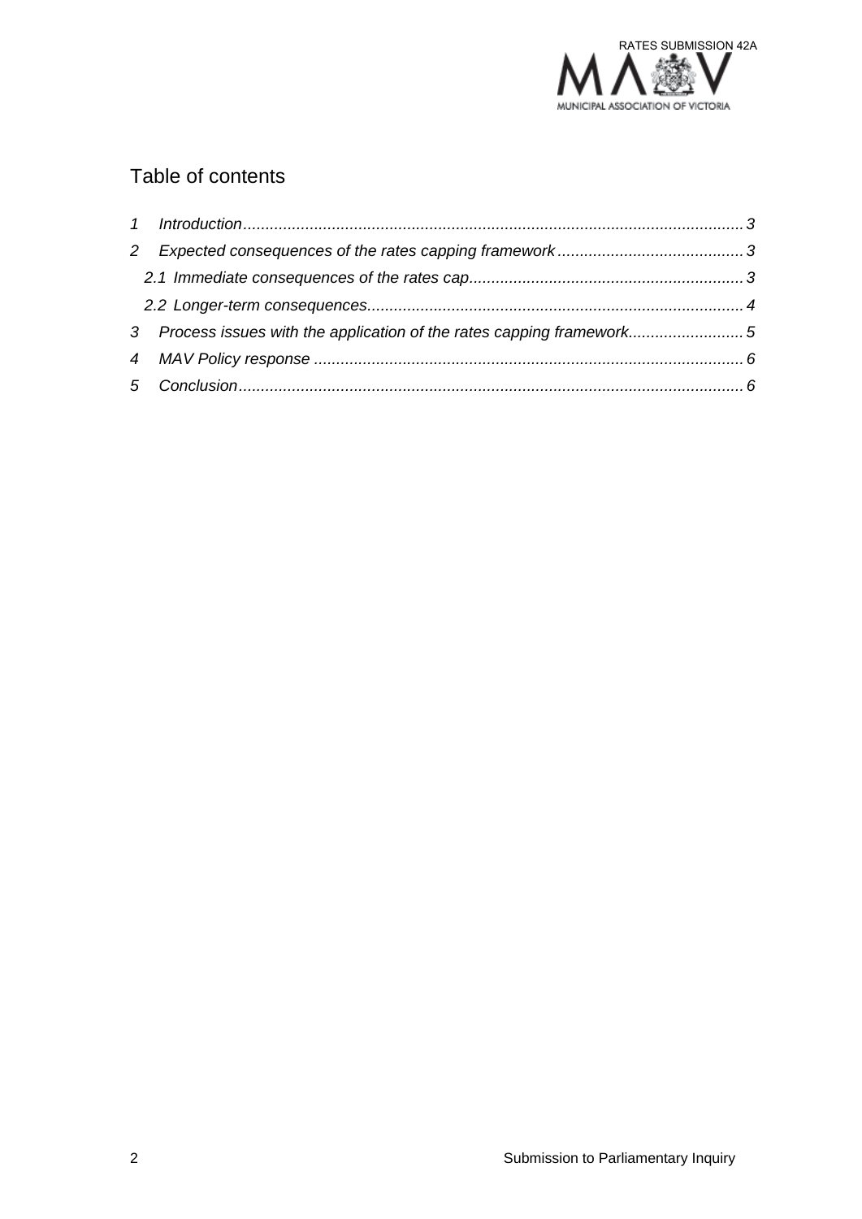## Table of contents

1 Introduction ... 3

2 Expected consequences of the rates capping framework ... 3

   2.1 Immediate consequences of the rates cap ... 3

   2.2 Longer-term consequences ... 4

3 Process issues with the application of the rates capping framework ... 5

4 MAV Policy response ... 6

5 Conclusion ... 6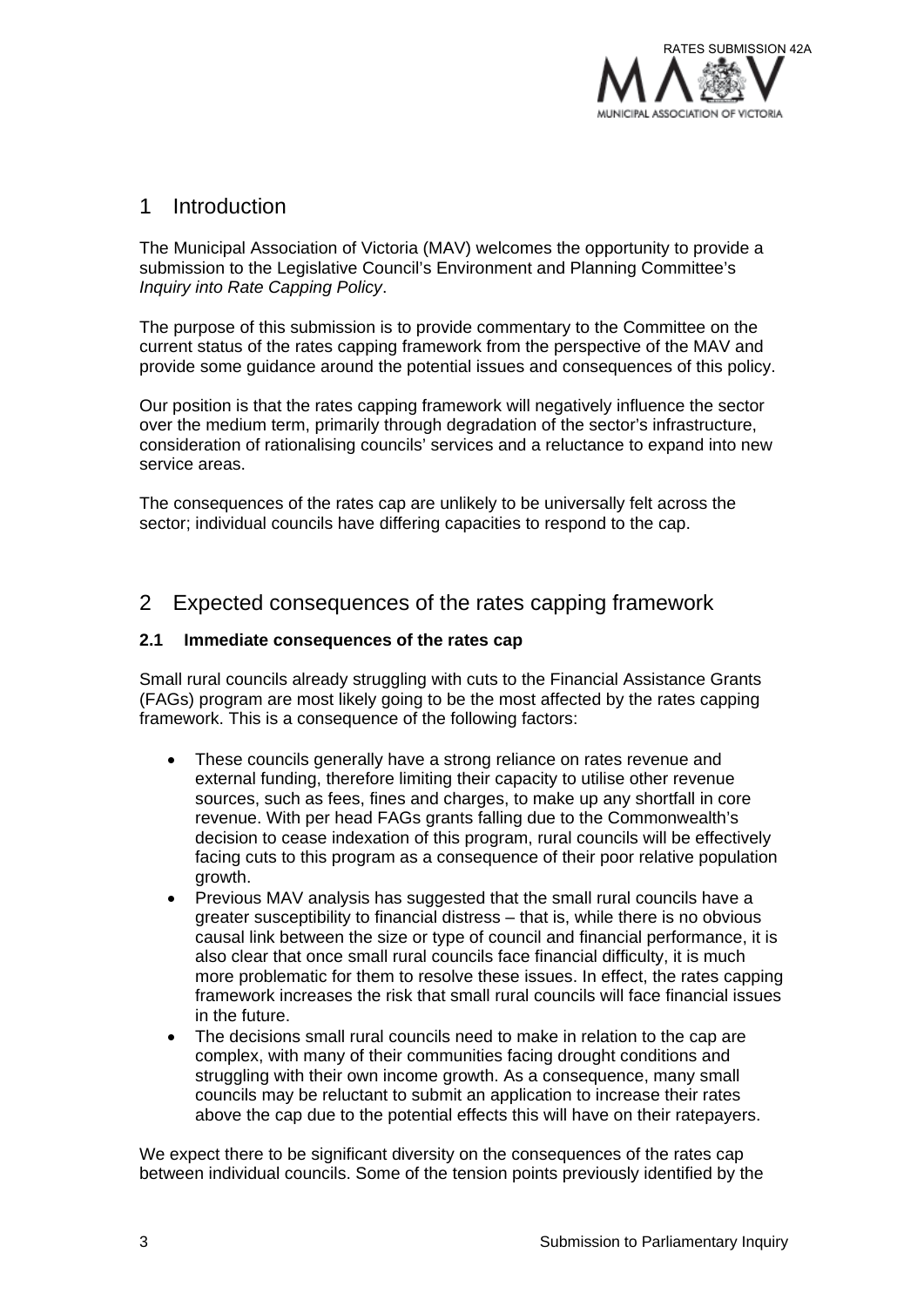# 1 Introduction

The Municipal Association of Victoria (MAV) welcomes the opportunity to provide a submission to the Legislative Council's Environment and Planning Committee's *Inquiry into Rate Capping Policy*.

The purpose of this submission is to provide commentary to the Committee on the current status of the rates capping framework from the perspective of the MAV and provide some guidance around the potential issues and consequences of this policy.

Our position is that the rates capping framework will negatively influence the sector over the medium term, primarily through degradation of the sector's infrastructure, consideration of rationalising councils' services and a reluctance to expand into new service areas.

The consequences of the rates cap are unlikely to be universally felt across the sector; individual councils have differing capacities to respond to the cap.

# 2 Expected consequences of the rates capping framework

## 2.1 Immediate consequences of the rates cap

Small rural councils already struggling with cuts to the Financial Assistance Grants (FAGs) program are most likely going to be the most affected by the rates capping framework. This is a consequence of the following factors:

- These councils generally have a strong reliance on rates revenue and external funding, therefore limiting their capacity to utilise other revenue sources, such as fees, fines and charges, to make up any shortfall in core revenue. With per head FAGs grants falling due to the Commonwealth's decision to cease indexation of this program, rural councils will be effectively facing cuts to this program as a consequence of their poor relative population growth.
- Previous MAV analysis has suggested that the small rural councils have a greater susceptibility to financial distress – that is, while there is no obvious causal link between the size or type of council and financial performance, it is also clear that once small rural councils face financial difficulty, it is much more problematic for them to resolve these issues. In effect, the rates capping framework increases the risk that small rural councils will face financial issues in the future.
- The decisions small rural councils need to make in relation to the cap are complex, with many of their communities facing drought conditions and struggling with their own income growth. As a consequence, many small councils may be reluctant to submit an application to increase their rates above the cap due to the potential effects this will have on their ratepayers.

We expect there to be significant diversity on the consequences of the rates cap between individual councils. Some of the tension points previously identified by the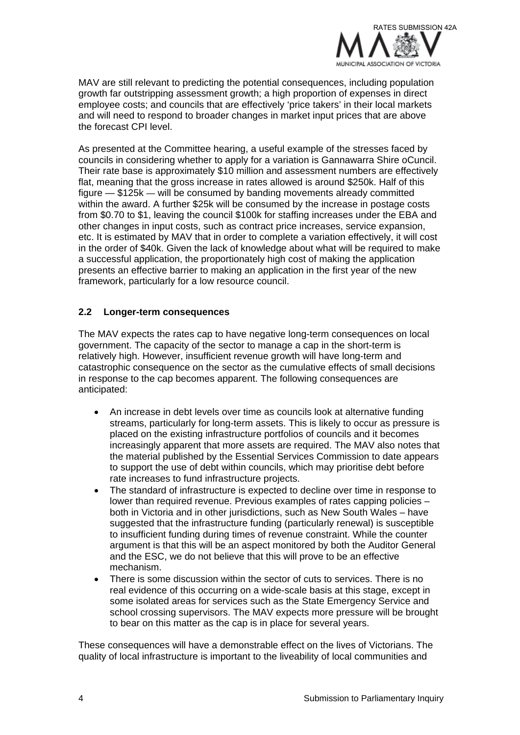MAV are still relevant to predicting the potential consequences, including population growth far outstripping assessment growth; a high proportion of expenses in direct employee costs; and councils that are effectively 'price takers' in their local markets and will need to respond to broader changes in market input prices that are above the forecast CPI level.

As presented at the Committee hearing, a useful example of the stresses faced by councils in considering whether to apply for a variation is Gannawarra Shire oCuncil. Their rate base is approximately $10 million and assessment numbers are effectively flat, meaning that the gross increase in rates allowed is around $250k. Half of this figure — $125k — will be consumed by banding movements already committed within the award. A further $25k will be consumed by the increase in postage costs from $0.70 to $1, leaving the council $100k for staffing increases under the EBA and other changes in input costs, such as contract price increases, service expansion, etc. It is estimated by MAV that in order to complete a variation effectively, it will cost in the order of $40k. Given the lack of knowledge about what will be required to make a successful application, the proportionately high cost of making the application presents an effective barrier to making an application in the first year of the new framework, particularly for a low resource council.

## 2.2 Longer-term consequences

The MAV expects the rates cap to have negative long-term consequences on local government. The capacity of the sector to manage a cap in the short-term is relatively high. However, insufficient revenue growth will have long-term and catastrophic consequence on the sector as the cumulative effects of small decisions in response to the cap becomes apparent. The following consequences are anticipated:

- An increase in debt levels over time as councils look at alternative funding streams, particularly for long-term assets. This is likely to occur as pressure is placed on the existing infrastructure portfolios of councils and it becomes increasingly apparent that more assets are required. The MAV also notes that the material published by the Essential Services Commission to date appears to support the use of debt within councils, which may prioritise debt before rate increases to fund infrastructure projects.
- The standard of infrastructure is expected to decline over time in response to lower than required revenue. Previous examples of rates capping policies – both in Victoria and in other jurisdictions, such as New South Wales – have suggested that the infrastructure funding (particularly renewal) is susceptible to insufficient funding during times of revenue constraint. While the counter argument is that this will be an aspect monitored by both the Auditor General and the ESC, we do not believe that this will prove to be an effective mechanism.
- There is some discussion within the sector of cuts to services. There is no real evidence of this occurring on a wide-scale basis at this stage, except in some isolated areas for services such as the State Emergency Service and school crossing supervisors. The MAV expects more pressure will be brought to bear on this matter as the cap is in place for several years.

These consequences will have a demonstrable effect on the lives of Victorians. The quality of local infrastructure is important to the liveability of local communities and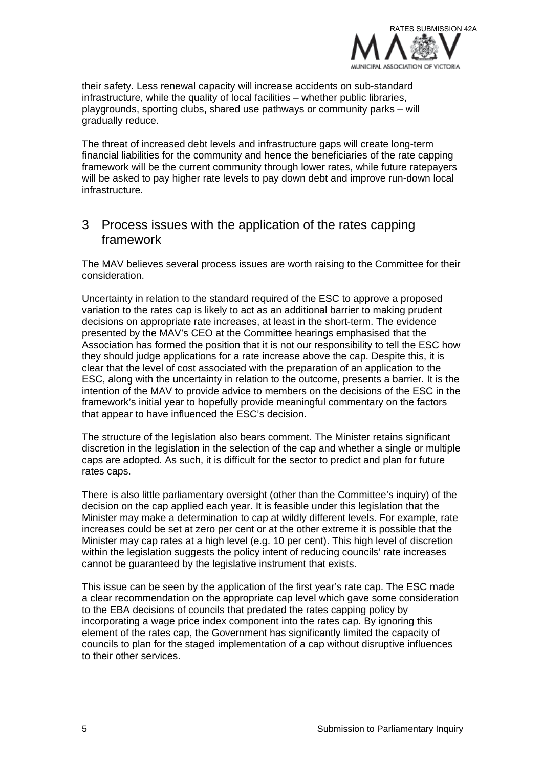their safety. Less renewal capacity will increase accidents on sub-standard infrastructure, while the quality of local facilities – whether public libraries, playgrounds, sporting clubs, shared use pathways or community parks – will gradually reduce.

The threat of increased debt levels and infrastructure gaps will create long-term financial liabilities for the community and hence the beneficiaries of the rate capping framework will be the current community through lower rates, while future ratepayers will be asked to pay higher rate levels to pay down debt and improve run-down local infrastructure.

## 3 Process issues with the application of the rates capping framework

The MAV believes several process issues are worth raising to the Committee for their consideration.

Uncertainty in relation to the standard required of the ESC to approve a proposed variation to the rates cap is likely to act as an additional barrier to making prudent decisions on appropriate rate increases, at least in the short-term. The evidence presented by the MAV's CEO at the Committee hearings emphasised that the Association has formed the position that it is not our responsibility to tell the ESC how they should judge applications for a rate increase above the cap. Despite this, it is clear that the level of cost associated with the preparation of an application to the ESC, along with the uncertainty in relation to the outcome, presents a barrier. It is the intention of the MAV to provide advice to members on the decisions of the ESC in the framework's initial year to hopefully provide meaningful commentary on the factors that appear to have influenced the ESC's decision.

The structure of the legislation also bears comment. The Minister retains significant discretion in the legislation in the selection of the cap and whether a single or multiple caps are adopted. As such, it is difficult for the sector to predict and plan for future rates caps.

There is also little parliamentary oversight (other than the Committee's inquiry) of the decision on the cap applied each year. It is feasible under this legislation that the Minister may make a determination to cap at wildly different levels. For example, rate increases could be set at zero per cent or at the other extreme it is possible that the Minister may cap rates at a high level (e.g. 10 per cent). This high level of discretion within the legislation suggests the policy intent of reducing councils' rate increases cannot be guaranteed by the legislative instrument that exists.

This issue can be seen by the application of the first year's rate cap. The ESC made a clear recommendation on the appropriate cap level which gave some consideration to the EBA decisions of councils that predated the rates capping policy by incorporating a wage price index component into the rates cap. By ignoring this element of the rates cap, the Government has significantly limited the capacity of councils to plan for the staged implementation of a cap without disruptive influences to their other services.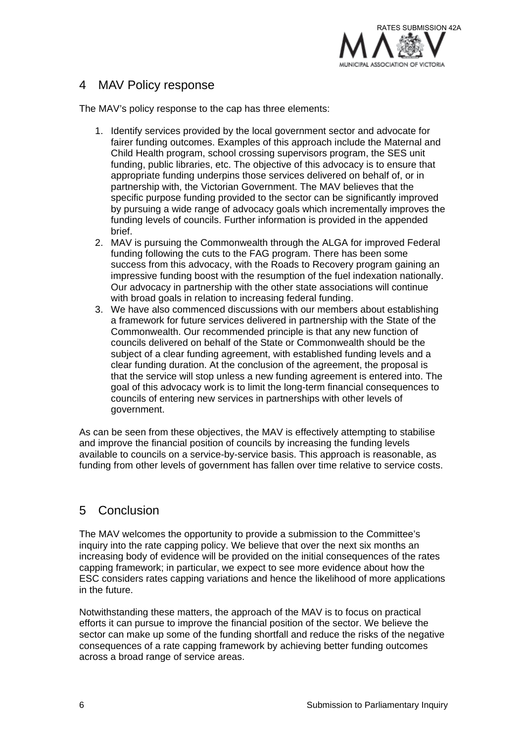## 4 MAV Policy response

The MAV's policy response to the cap has three elements:

1. Identify services provided by the local government sector and advocate for fairer funding outcomes. Examples of this approach include the Maternal and Child Health program, school crossing supervisors program, the SES unit funding, public libraries, etc. The objective of this advocacy is to ensure that appropriate funding underpins those services delivered on behalf of, or in partnership with, the Victorian Government. The MAV believes that the specific purpose funding provided to the sector can be significantly improved by pursuing a wide range of advocacy goals which incrementally improves the funding levels of councils. Further information is provided in the appended brief.
2. MAV is pursuing the Commonwealth through the ALGA for improved Federal funding following the cuts to the FAG program. There has been some success from this advocacy, with the Roads to Recovery program gaining an impressive funding boost with the resumption of the fuel indexation nationally. Our advocacy in partnership with the other state associations will continue with broad goals in relation to increasing federal funding.
3. We have also commenced discussions with our members about establishing a framework for future services delivered in partnership with the State of the Commonwealth. Our recommended principle is that any new function of councils delivered on behalf of the State or Commonwealth should be the subject of a clear funding agreement, with established funding levels and a clear funding duration. At the conclusion of the agreement, the proposal is that the service will stop unless a new funding agreement is entered into. The goal of this advocacy work is to limit the long-term financial consequences to councils of entering new services in partnerships with other levels of government.

As can be seen from these objectives, the MAV is effectively attempting to stabilise and improve the financial position of councils by increasing the funding levels available to councils on a service-by-service basis. This approach is reasonable, as funding from other levels of government has fallen over time relative to service costs.

## 5 Conclusion

The MAV welcomes the opportunity to provide a submission to the Committee's inquiry into the rate capping policy. We believe that over the next six months an increasing body of evidence will be provided on the initial consequences of the rates capping framework; in particular, we expect to see more evidence about how the ESC considers rates capping variations and hence the likelihood of more applications in the future.

Notwithstanding these matters, the approach of the MAV is to focus on practical efforts it can pursue to improve the financial position of the sector. We believe the sector can make up some of the funding shortfall and reduce the risks of the negative consequences of a rate capping framework by achieving better funding outcomes across a broad range of service areas.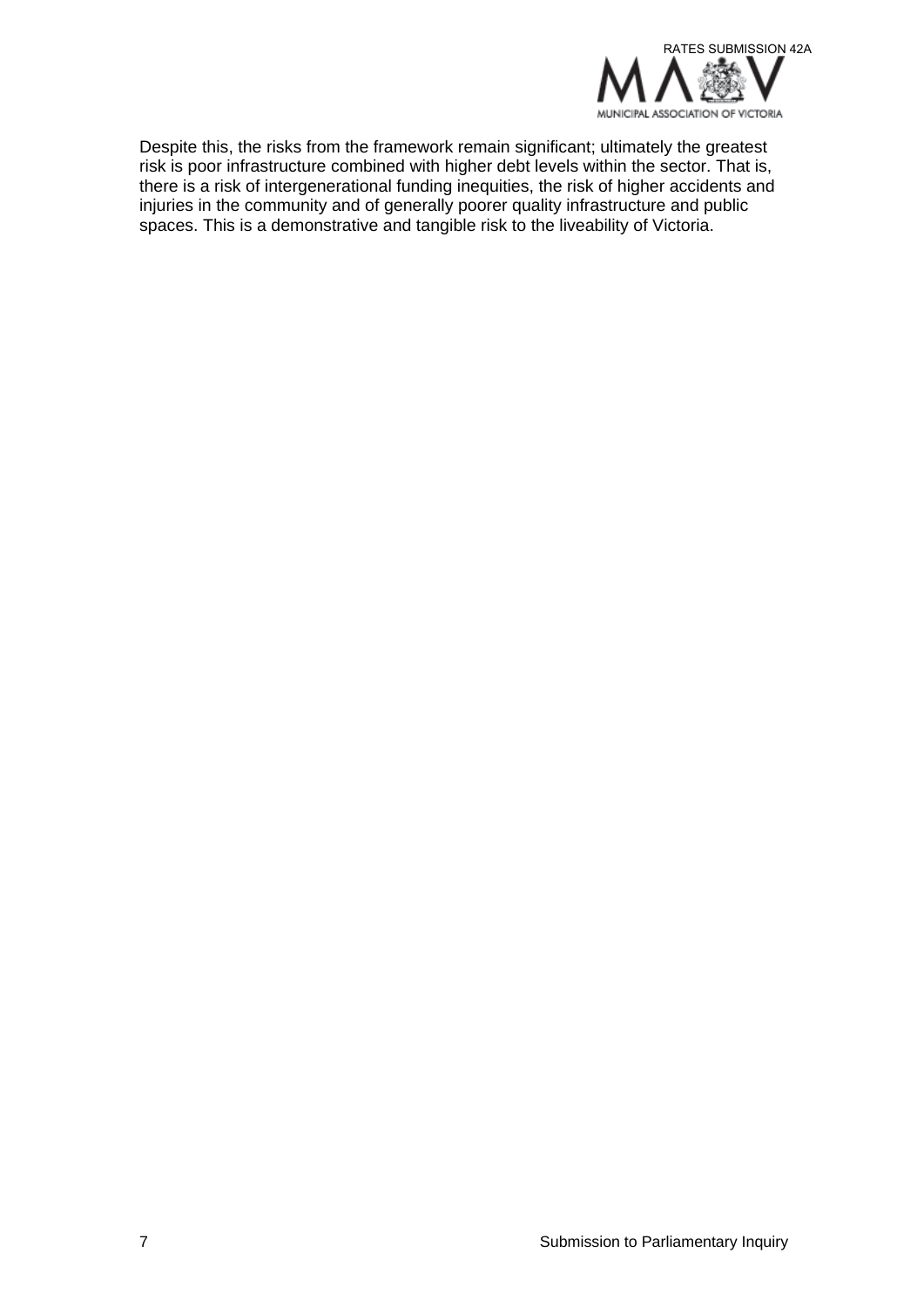Despite this, the risks from the framework remain significant; ultimately the greatest risk is poor infrastructure combined with higher debt levels within the sector. That is, there is a risk of intergenerational funding inequities, the risk of higher accidents and injuries in the community and of generally poorer quality infrastructure and public spaces. This is a demonstrative and tangible risk to the liveability of Victoria.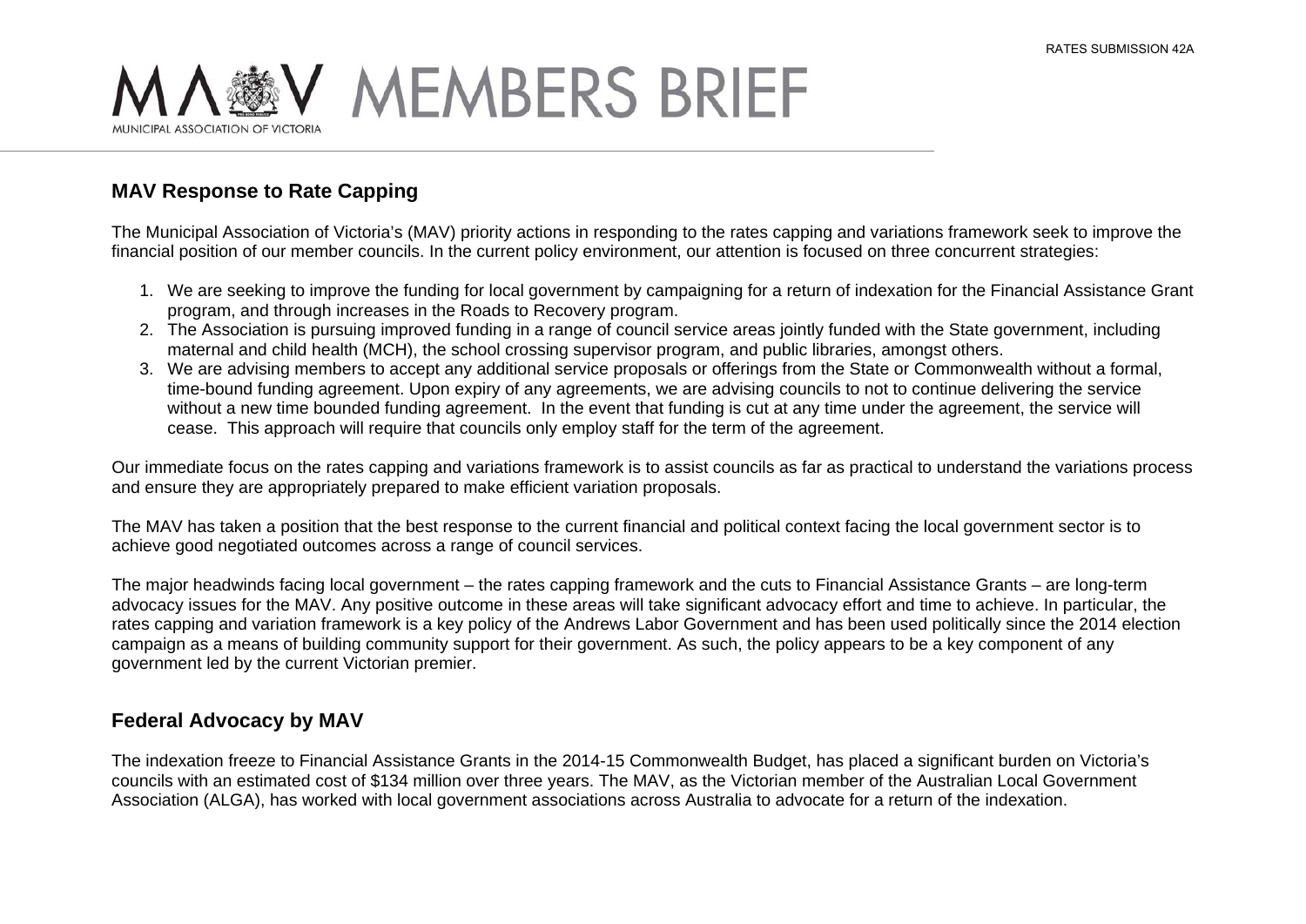# MAV MEMBERS BRIEF

MUNICIPAL ASSOCIATION OF VICTORIA

## MAV Response to Rate Capping

The Municipal Association of Victoria's (MAV) priority actions in responding to the rates capping and variations framework seek to improve the financial position of our member councils. In the current policy environment, our attention is focused on three concurrent strategies:

1. We are seeking to improve the funding for local government by campaigning for a return of indexation for the Financial Assistance Grant program, and through increases in the Roads to Recovery program.
2. The Association is pursuing improved funding in a range of council service areas jointly funded with the State government, including maternal and child health (MCH), the school crossing supervisor program, and public libraries, amongst others.
3. We are advising members to accept any additional service proposals or offerings from the State or Commonwealth without a formal, time-bound funding agreement. Upon expiry of any agreements, we are advising councils to not to continue delivering the service without a new time bounded funding agreement. In the event that funding is cut at any time under the agreement, the service will cease. This approach will require that councils only employ staff for the term of the agreement.

Our immediate focus on the rates capping and variations framework is to assist councils as far as practical to understand the variations process and ensure they are appropriately prepared to make efficient variation proposals.

The MAV has taken a position that the best response to the current financial and political context facing the local government sector is to achieve good negotiated outcomes across a range of council services.

The major headwinds facing local government – the rates capping framework and the cuts to Financial Assistance Grants – are long-term advocacy issues for the MAV. Any positive outcome in these areas will take significant advocacy effort and time to achieve. In particular, the rates capping and variation framework is a key policy of the Andrews Labor Government and has been used politically since the 2014 election campaign as a means of building community support for their government. As such, the policy appears to be a key component of any government led by the current Victorian premier.

## Federal Advocacy by MAV

The indexation freeze to Financial Assistance Grants in the 2014-15 Commonwealth Budget, has placed a significant burden on Victoria's councils with an estimated cost of $134 million over three years. The MAV, as the Victorian member of the Australian Local Government Association (ALGA), has worked with local government associations across Australia to advocate for a return of the indexation.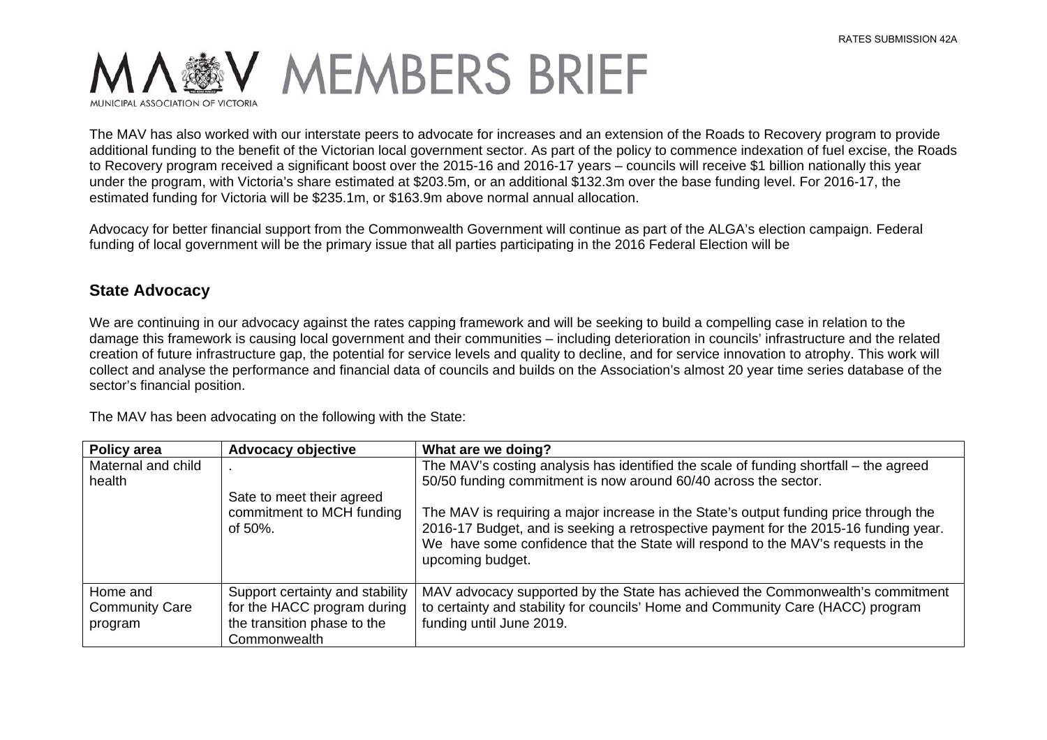The MAV has also worked with our interstate peers to advocate for increases and an extension of the Roads to Recovery program to provide additional funding to the benefit of the Victorian local government sector. As part of the policy to commence indexation of fuel excise, the Roads to Recovery program received a significant boost over the 2015-16 and 2016-17 years – councils will receive $1 billion nationally this year under the program, with Victoria's share estimated at $203.5m, or an additional $132.3m over the base funding level. For 2016-17, the estimated funding for Victoria will be $235.1m, or $163.9m above normal annual allocation.

Advocacy for better financial support from the Commonwealth Government will continue as part of the ALGA's election campaign. Federal funding of local government will be the primary issue that all parties participating in the 2016 Federal Election will be

## State Advocacy

We are continuing in our advocacy against the rates capping framework and will be seeking to build a compelling case in relation to the damage this framework is causing local government and their communities – including deterioration in councils' infrastructure and the related creation of future infrastructure gap, the potential for service levels and quality to decline, and for service innovation to atrophy. This work will collect and analyse the performance and financial data of councils and builds on the Association's almost 20 year time series database of the sector's financial position.

The MAV has been advocating on the following with the State:

| Policy area | Advocacy objective | What are we doing? |
|---|---|---|
| Maternal and child health | . Sate to meet their agreed commitment to MCH funding of 50%. | The MAV's costing analysis has identified the scale of funding shortfall – the agreed 50/50 funding commitment is now around 60/40 across the sector. The MAV is requiring a major increase in the State's output funding price through the 2016-17 Budget, and is seeking a retrospective payment for the 2015-16 funding year. We have some confidence that the State will respond to the MAV's requests in the upcoming budget. |
| Home and Community Care program | Support certainty and stability for the HACC program during the transition phase to the Commonwealth | MAV advocacy supported by the State has achieved the Commonwealth's commitment to certainty and stability for councils' Home and Community Care (HACC) program funding until June 2019. |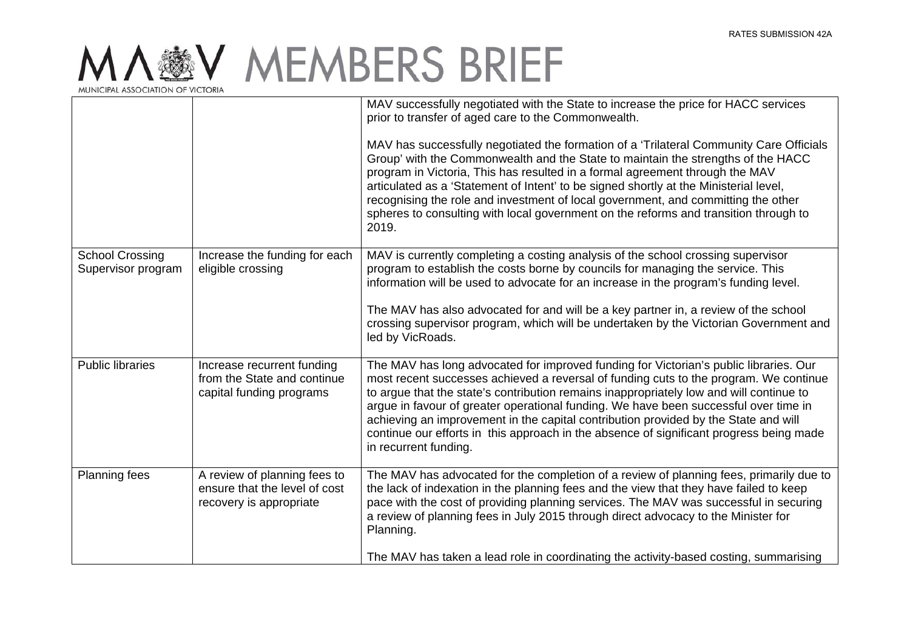| | | |
|---|---|---|
| | | MAV successfully negotiated with the State to increase the price for HACC services prior to transfer of aged care to the Commonwealth.<br><br>MAV has successfully negotiated the formation of a 'Trilateral Community Care Officials Group' with the Commonwealth and the State to maintain the strengths of the HACC program in Victoria, This has resulted in a formal agreement through the MAV articulated as a 'Statement of Intent' to be signed shortly at the Ministerial level, recognising the role and investment of local government, and committing the other spheres to consulting with local government on the reforms and transition through to 2019. |
| School Crossing Supervisor program | Increase the funding for each eligible crossing | MAV is currently completing a costing analysis of the school crossing supervisor program to establish the costs borne by councils for managing the service. This information will be used to advocate for an increase in the program's funding level.<br><br>The MAV has also advocated for and will be a key partner in, a review of the school crossing supervisor program, which will be undertaken by the Victorian Government and led by VicRoads. |
| Public libraries | Increase recurrent funding from the State and continue capital funding programs | The MAV has long advocated for improved funding for Victorian's public libraries. Our most recent successes achieved a reversal of funding cuts to the program. We continue to argue that the state's contribution remains inappropriately low and will continue to argue in favour of greater operational funding. We have been successful over time in achieving an improvement in the capital contribution provided by the State and will continue our efforts in this approach in the absence of significant progress being made in recurrent funding. |
| Planning fees | A review of planning fees to ensure that the level of cost recovery is appropriate | The MAV has advocated for the completion of a review of planning fees, primarily due to the lack of indexation in the planning fees and the view that they have failed to keep pace with the cost of providing planning services. The MAV was successful in securing a review of planning fees in July 2015 through direct advocacy to the Minister for Planning.<br><br>The MAV has taken a lead role in coordinating the activity-based costing, summarising |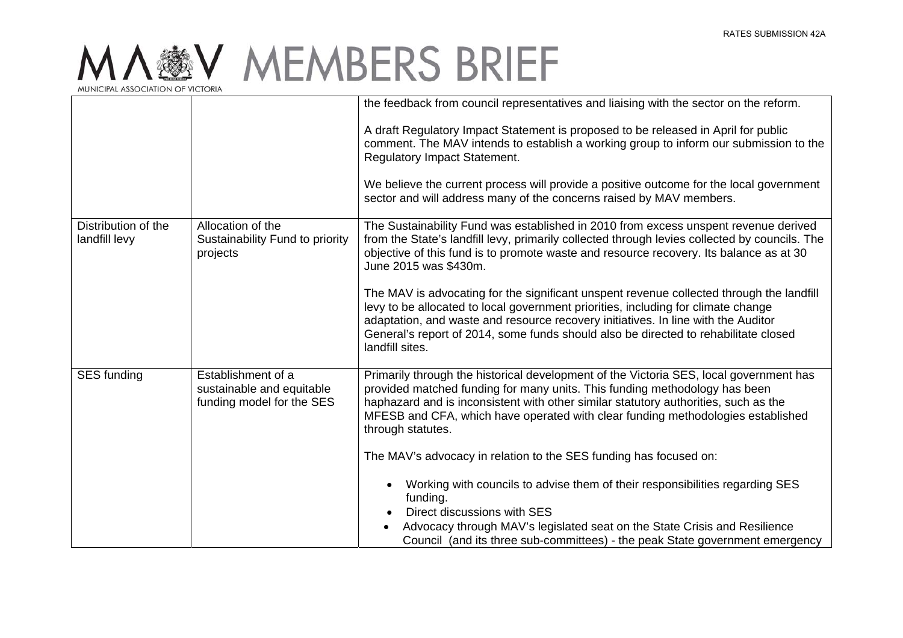| | | |
|---|---|---|
| | | the feedback from council representatives and liaising with the sector on the reform.<br><br>A draft Regulatory Impact Statement is proposed to be released in April for public comment. The MAV intends to establish a working group to inform our submission to the Regulatory Impact Statement.<br><br>We believe the current process will provide a positive outcome for the local government sector and will address many of the concerns raised by MAV members. |
| Distribution of the landfill levy | Allocation of the Sustainability Fund to priority projects | The Sustainability Fund was established in 2010 from excess unspent revenue derived from the State's landfill levy, primarily collected through levies collected by councils. The objective of this fund is to promote waste and resource recovery. Its balance as at 30 June 2015 was $430m.<br><br>The MAV is advocating for the significant unspent revenue collected through the landfill levy to be allocated to local government priorities, including for climate change adaptation, and waste and resource recovery initiatives. In line with the Auditor General's report of 2014, some funds should also be directed to rehabilitate closed landfill sites. |
| SES funding | Establishment of a sustainable and equitable funding model for the SES | Primarily through the historical development of the Victoria SES, local government has provided matched funding for many units. This funding methodology has been haphazard and is inconsistent with other similar statutory authorities, such as the MFESB and CFA, which have operated with clear funding methodologies established through statutes.<br><br>The MAV's advocacy in relation to the SES funding has focused on:<br><br>• Working with councils to advise them of their responsibilities regarding SES funding.<br>• Direct discussions with SES<br>• Advocacy through MAV's legislated seat on the State Crisis and Resilience Council (and its three sub-committees) - the peak State government emergency |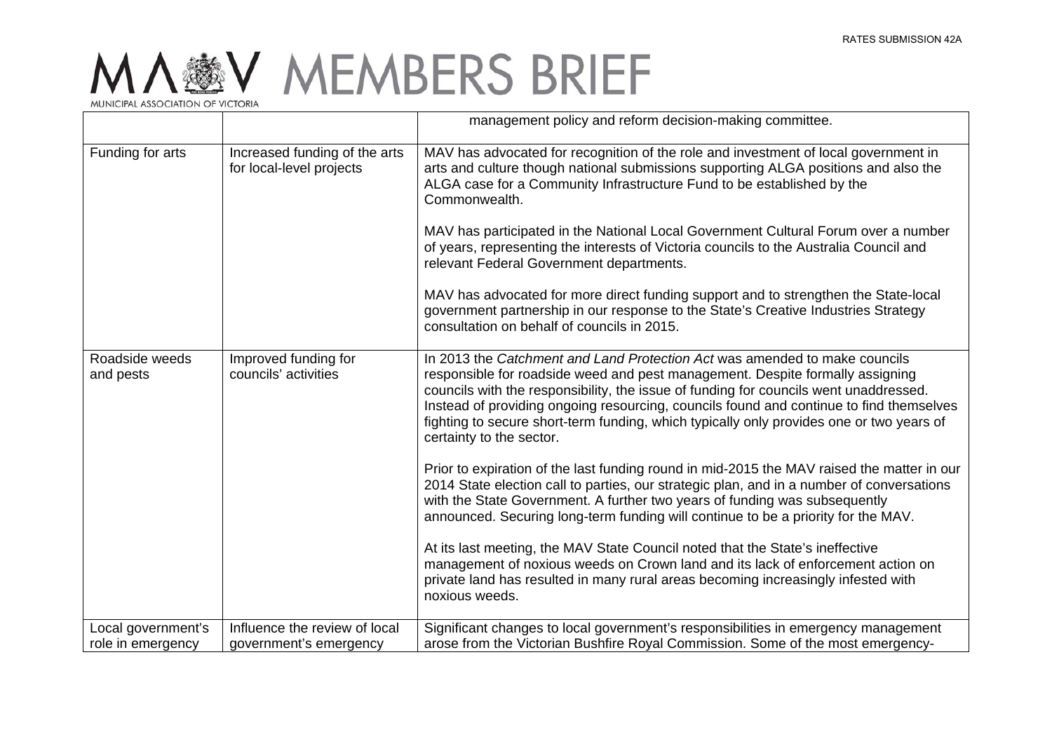| | | management policy and reform decision-making committee. |
|---|---|---|
| Funding for arts | Increased funding of the arts for local-level projects | MAV has advocated for recognition of the role and investment of local government in arts and culture though national submissions supporting ALGA positions and also the ALGA case for a Community Infrastructure Fund to be established by the Commonwealth.<br><br>MAV has participated in the National Local Government Cultural Forum over a number of years, representing the interests of Victoria councils to the Australia Council and relevant Federal Government departments.<br><br>MAV has advocated for more direct funding support and to strengthen the State-local government partnership in our response to the State's Creative Industries Strategy consultation on behalf of councils in 2015. |
| Roadside weeds and pests | Improved funding for councils' activities | In 2013 the *Catchment and Land Protection Act* was amended to make councils responsible for roadside weed and pest management. Despite formally assigning councils with the responsibility, the issue of funding for councils went unaddressed. Instead of providing ongoing resourcing, councils found and continue to find themselves fighting to secure short-term funding, which typically only provides one or two years of certainty to the sector.<br><br>Prior to expiration of the last funding round in mid-2015 the MAV raised the matter in our 2014 State election call to parties, our strategic plan, and in a number of conversations with the State Government. A further two years of funding was subsequently announced. Securing long-term funding will continue to be a priority for the MAV.<br><br>At its last meeting, the MAV State Council noted that the State's ineffective management of noxious weeds on Crown land and its lack of enforcement action on private land has resulted in many rural areas becoming increasingly infested with noxious weeds. |
| Local government's role in emergency | Influence the review of local government's emergency | Significant changes to local government's responsibilities in emergency management arose from the Victorian Bushfire Royal Commission. Some of the most emergency- |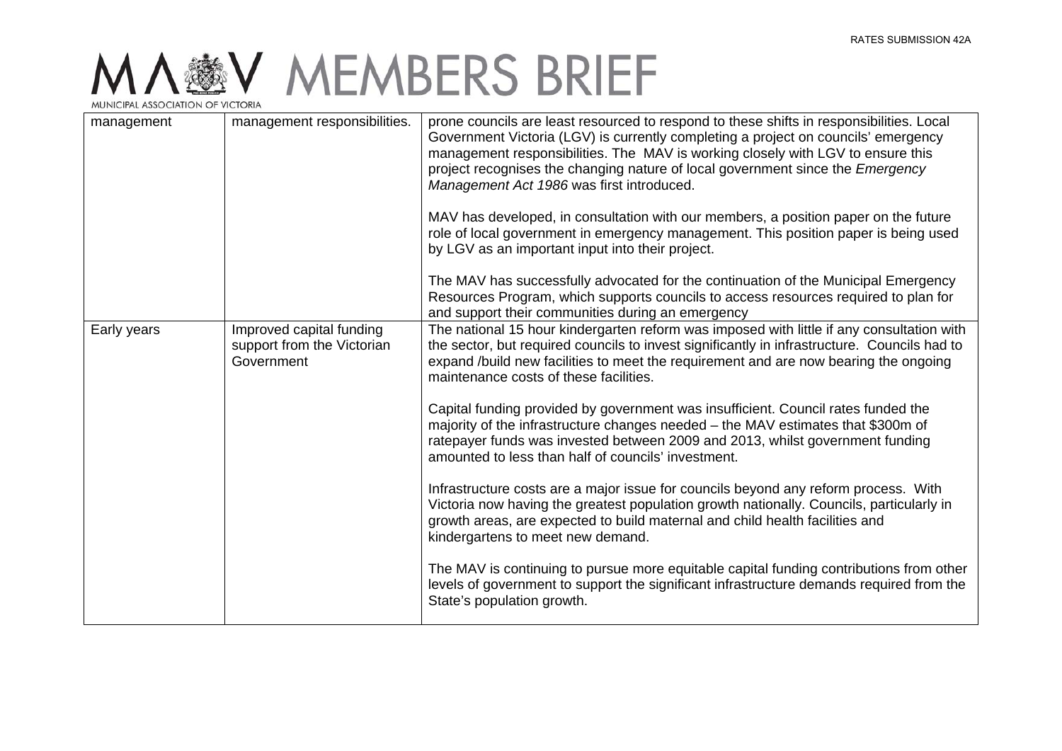| management | management responsibilities. | prone councils are least resourced to respond to these shifts in responsibilities. Local Government Victoria (LGV) is currently completing a project on councils' emergency management responsibilities. The MAV is working closely with LGV to ensure this project recognises the changing nature of local government since the *Emergency Management Act 1986* was first introduced.<br><br>MAV has developed, in consultation with our members, a position paper on the future role of local government in emergency management. This position paper is being used by LGV as an important input into their project.<br><br>The MAV has successfully advocated for the continuation of the Municipal Emergency Resources Program, which supports councils to access resources required to plan for and support their communities during an emergency |
|---|---|---|
| Early years | Improved capital funding support from the Victorian Government | The national 15 hour kindergarten reform was imposed with little if any consultation with the sector, but required councils to invest significantly in infrastructure. Councils had to expand /build new facilities to meet the requirement and are now bearing the ongoing maintenance costs of these facilities.<br><br>Capital funding provided by government was insufficient. Council rates funded the majority of the infrastructure changes needed – the MAV estimates that $300m of ratepayer funds was invested between 2009 and 2013, whilst government funding amounted to less than half of councils' investment.<br><br>Infrastructure costs are a major issue for councils beyond any reform process. With Victoria now having the greatest population growth nationally. Councils, particularly in growth areas, are expected to build maternal and child health facilities and kindergartens to meet new demand.<br><br>The MAV is continuing to pursue more equitable capital funding contributions from other levels of government to support the significant infrastructure demands required from the State's population growth. |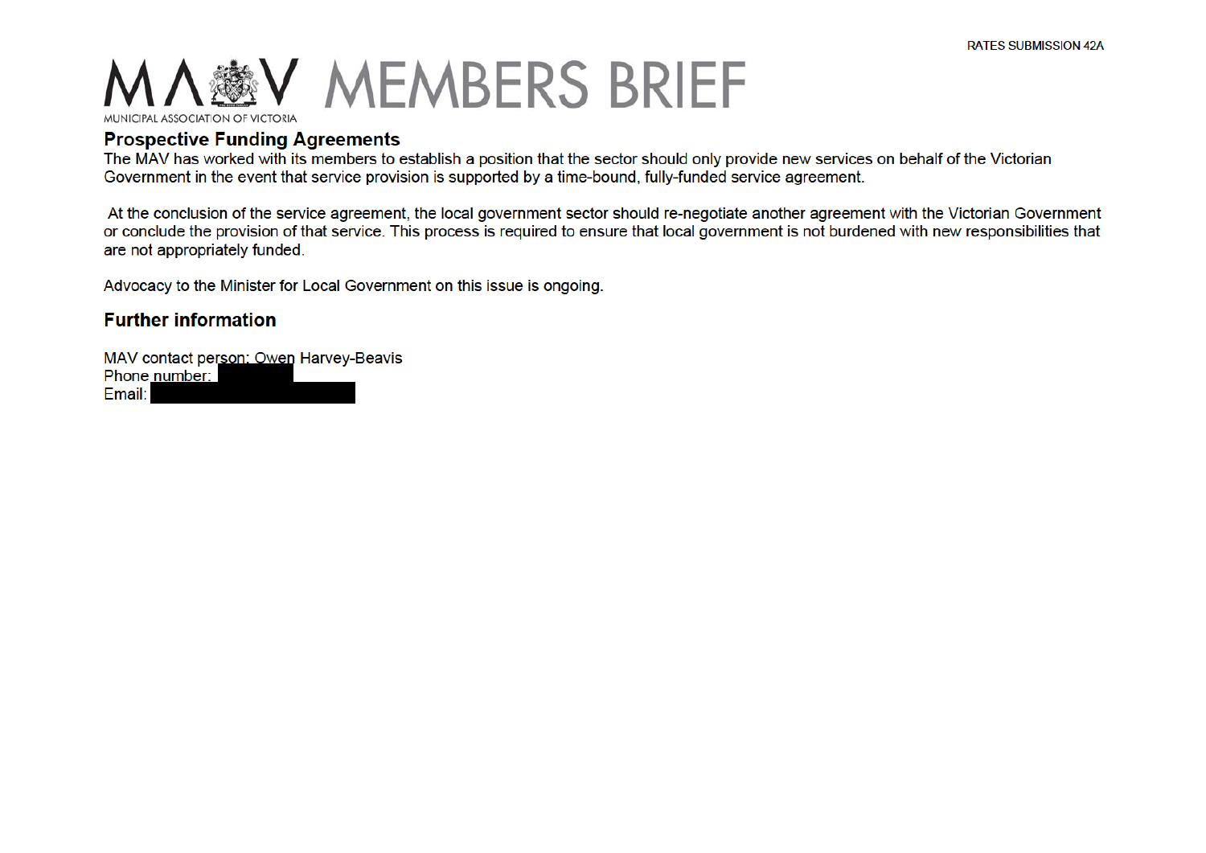RATES SUBMISSION 42A

# MAV MEMBERS BRIEF

MUNICIPAL ASSOCIATION OF VICTORIA

## Prospective Funding Agreements

The MAV has worked with its members to establish a position that the sector should only provide new services on behalf of the Victorian Government in the event that service provision is supported by a time-bound, fully-funded service agreement.

At the conclusion of the service agreement, the local government sector should re-negotiate another agreement with the Victorian Government or conclude the provision of that service. This process is required to ensure that local government is not burdened with new responsibilities that are not appropriately funded.

Advocacy to the Minister for Local Government on this issue is ongoing.

## Further information

MAV contact person: Owen Harvey-Beavis
Phone number: [redacted]
Email: [redacted]